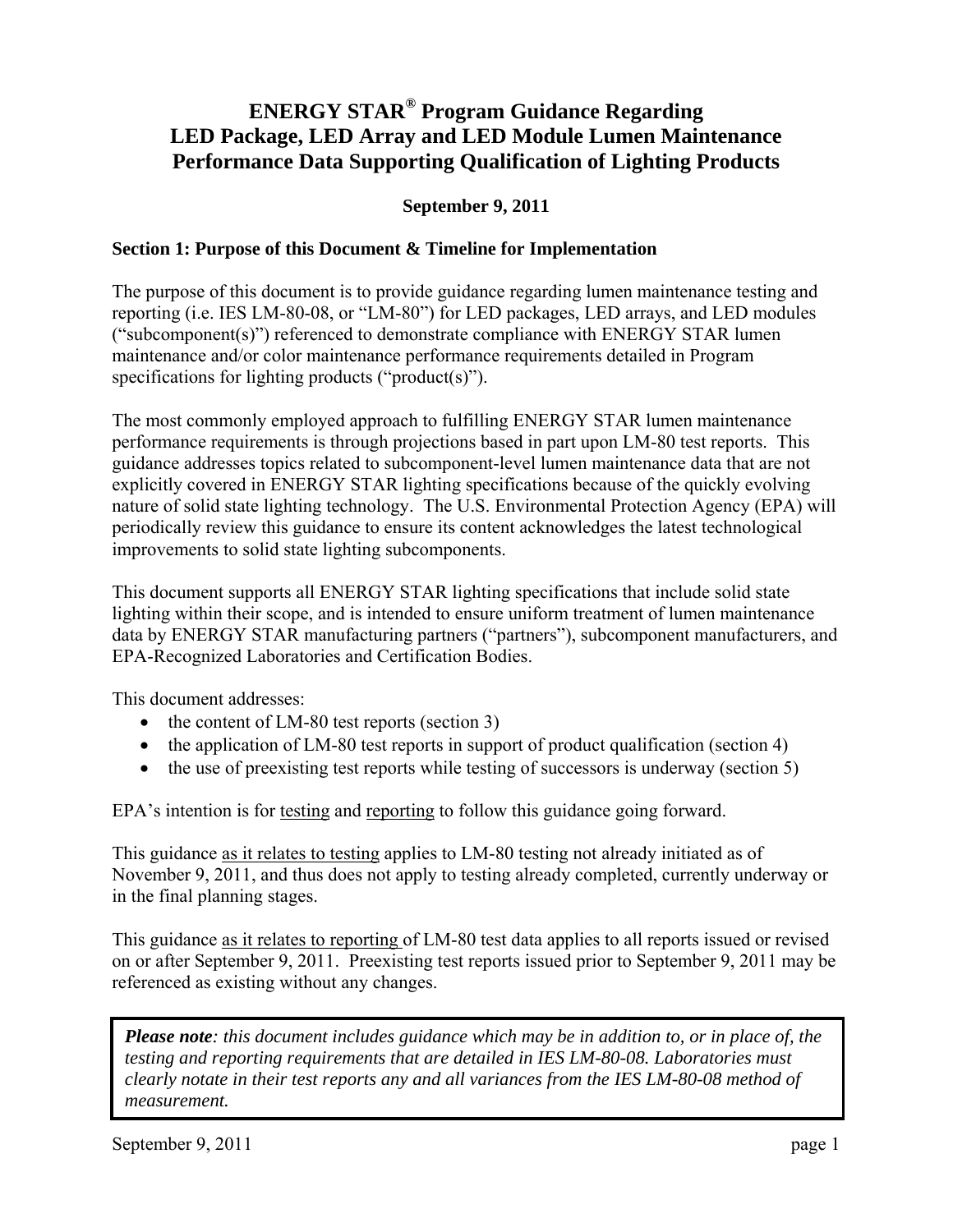# ENERGY STAR® Program Guidance Regarding LED Package, LED Array and LED Module Lumen Maintenance Performance Data Supporting Qualification of Lighting Products

**September 9, 2011**

## Section 1: Purpose of this Document & Timeline for Implementation

The purpose of this document is to provide guidance regarding lumen maintenance testing and reporting (i.e. IES LM-80-08, or "LM-80") for LED packages, LED arrays, and LED modules ("subcomponent(s)") referenced to demonstrate compliance with ENERGY STAR lumen maintenance and/or color maintenance performance requirements detailed in Program specifications for lighting products ("product(s)").

The most commonly employed approach to fulfilling ENERGY STAR lumen maintenance performance requirements is through projections based in part upon LM-80 test reports. This guidance addresses topics related to subcomponent-level lumen maintenance data that are not explicitly covered in ENERGY STAR lighting specifications because of the quickly evolving nature of solid state lighting technology. The U.S. Environmental Protection Agency (EPA) will periodically review this guidance to ensure its content acknowledges the latest technological improvements to solid state lighting subcomponents.

This document supports all ENERGY STAR lighting specifications that include solid state lighting within their scope, and is intended to ensure uniform treatment of lumen maintenance data by ENERGY STAR manufacturing partners ("partners"), subcomponent manufacturers, and EPA-Recognized Laboratories and Certification Bodies.

This document addresses:

- the content of LM-80 test reports (section 3)
- the application of LM-80 test reports in support of product qualification (section 4)
- the use of preexisting test reports while testing of successors is underway (section 5)

EPA's intention is for testing and reporting to follow this guidance going forward.

This guidance as it relates to testing applies to LM-80 testing not already initiated as of November 9, 2011, and thus does not apply to testing already completed, currently underway or in the final planning stages.

This guidance as it relates to reporting of LM-80 test data applies to all reports issued or revised on or after September 9, 2011. Preexisting test reports issued prior to September 9, 2011 may be referenced as existing without any changes.

> ***Please note**: this document includes guidance which may be in addition to, or in place of, the testing and reporting requirements that are detailed in IES LM-80-08. Laboratories must clearly notate in their test reports any and all variances from the IES LM-80-08 method of measurement.*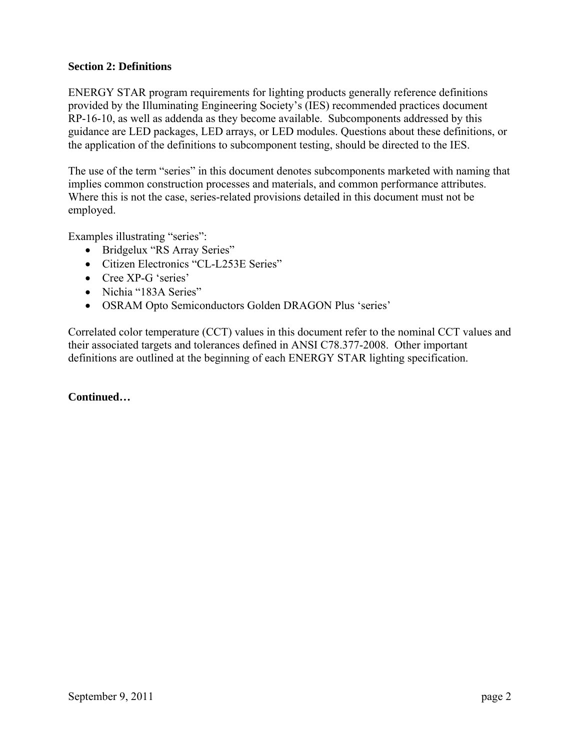**Section 2: Definitions**

ENERGY STAR program requirements for lighting products generally reference definitions provided by the Illuminating Engineering Society's (IES) recommended practices document RP-16-10, as well as addenda as they become available. Subcomponents addressed by this guidance are LED packages, LED arrays, or LED modules. Questions about these definitions, or the application of the definitions to subcomponent testing, should be directed to the IES.

The use of the term "series" in this document denotes subcomponents marketed with naming that implies common construction processes and materials, and common performance attributes. Where this is not the case, series-related provisions detailed in this document must not be employed.

Examples illustrating "series":

- Bridgelux "RS Array Series"
- Citizen Electronics "CL-L253E Series"
- Cree XP-G 'series'
- Nichia "183A Series"
- OSRAM Opto Semiconductors Golden DRAGON Plus 'series'

Correlated color temperature (CCT) values in this document refer to the nominal CCT values and their associated targets and tolerances defined in ANSI C78.377-2008. Other important definitions are outlined at the beginning of each ENERGY STAR lighting specification.

**Continued…**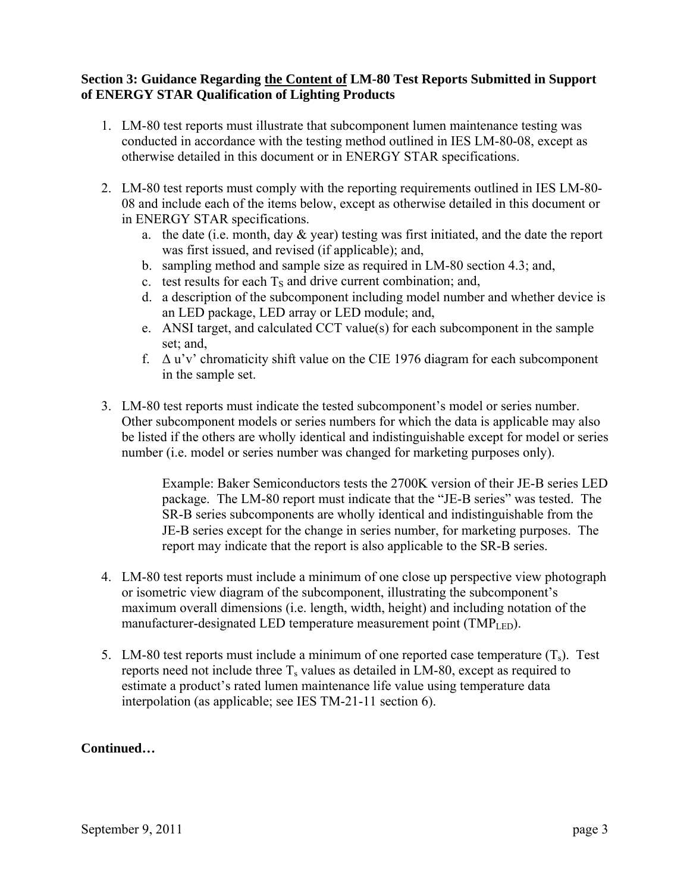**Section 3: Guidance Regarding <u>the Content of</u> LM-80 Test Reports Submitted in Support of ENERGY STAR Qualification of Lighting Products**

1. LM-80 test reports must illustrate that subcomponent lumen maintenance testing was conducted in accordance with the testing method outlined in IES LM-80-08, except as otherwise detailed in this document or in ENERGY STAR specifications.

2. LM-80 test reports must comply with the reporting requirements outlined in IES LM-80-08 and include each of the items below, except as otherwise detailed in this document or in ENERGY STAR specifications.
   a. the date (i.e. month, day & year) testing was first initiated, and the date the report was first issued, and revised (if applicable); and,
   b. sampling method and sample size as required in LM-80 section 4.3; and,
   c. test results for each $T_S$ and drive current combination; and,
   d. a description of the subcomponent including model number and whether device is an LED package, LED array or LED module; and,
   e. ANSI target, and calculated CCT value(s) for each subcomponent in the sample set; and,
   f. Δ u'v' chromaticity shift value on the CIE 1976 diagram for each subcomponent in the sample set.

3. LM-80 test reports must indicate the tested subcomponent's model or series number. Other subcomponent models or series numbers for which the data is applicable may also be listed if the others are wholly identical and indistinguishable except for model or series number (i.e. model or series number was changed for marketing purposes only).

   Example: Baker Semiconductors tests the 2700K version of their JE-B series LED package. The LM-80 report must indicate that the "JE-B series" was tested. The SR-B series subcomponents are wholly identical and indistinguishable from the JE-B series except for the change in series number, for marketing purposes. The report may indicate that the report is also applicable to the SR-B series.

4. LM-80 test reports must include a minimum of one close up perspective view photograph or isometric view diagram of the subcomponent, illustrating the subcomponent's maximum overall dimensions (i.e. length, width, height) and including notation of the manufacturer-designated LED temperature measurement point ($TMP_{LED}$).

5. LM-80 test reports must include a minimum of one reported case temperature ($T_s$). Test reports need not include three $T_s$ values as detailed in LM-80, except as required to estimate a product's rated lumen maintenance life value using temperature data interpolation (as applicable; see IES TM-21-11 section 6).

**Continued…**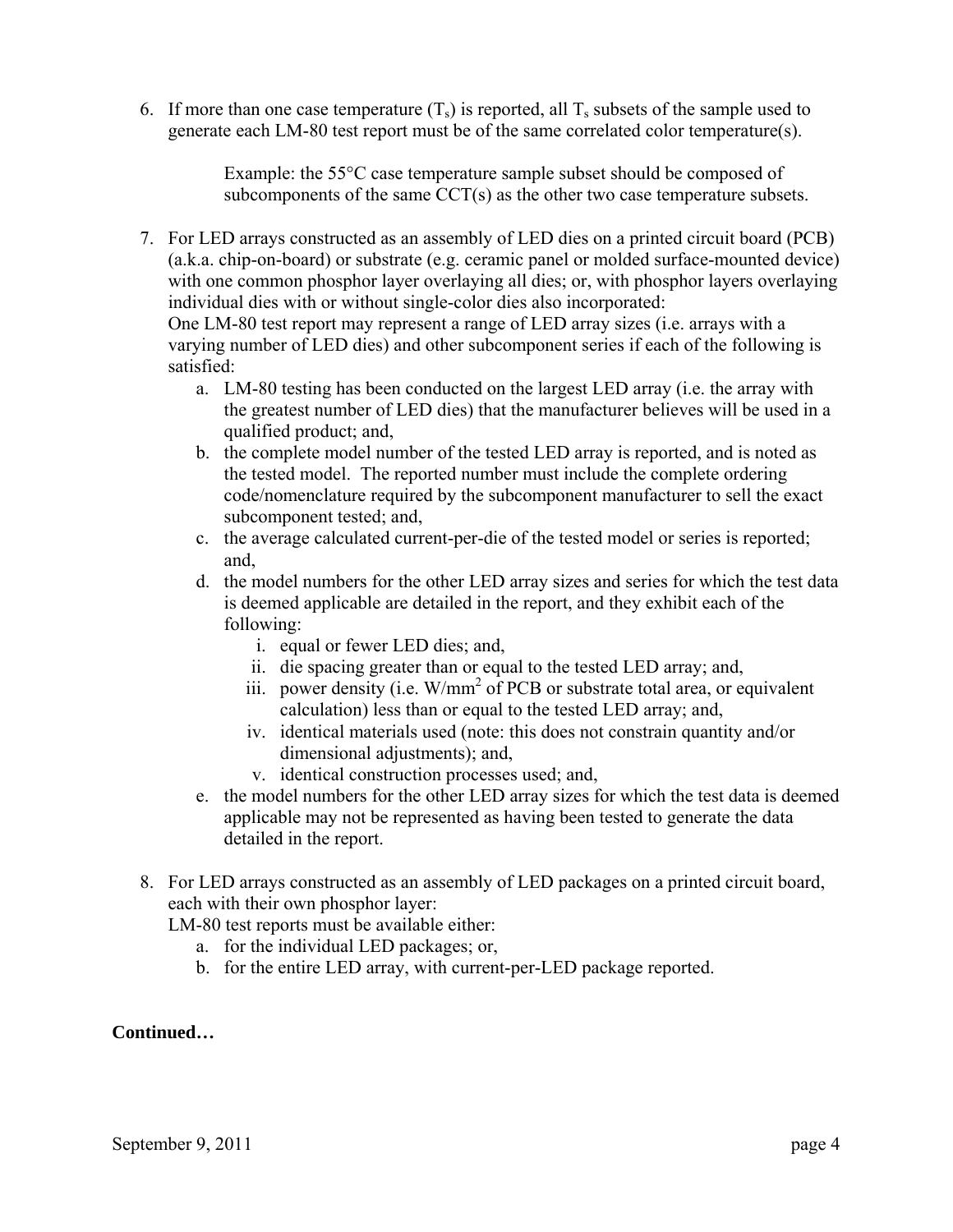6. If more than one case temperature ($T_s$) is reported, all $T_s$ subsets of the sample used to generate each LM-80 test report must be of the same correlated color temperature(s).

   Example: the 55°C case temperature sample subset should be composed of subcomponents of the same CCT(s) as the other two case temperature subsets.

7. For LED arrays constructed as an assembly of LED dies on a printed circuit board (PCB) (a.k.a. chip-on-board) or substrate (e.g. ceramic panel or molded surface-mounted device) with one common phosphor layer overlaying all dies; or, with phosphor layers overlaying individual dies with or without single-color dies also incorporated:
   One LM-80 test report may represent a range of LED array sizes (i.e. arrays with a varying number of LED dies) and other subcomponent series if each of the following is satisfied:
   a. LM-80 testing has been conducted on the largest LED array (i.e. the array with the greatest number of LED dies) that the manufacturer believes will be used in a qualified product; and,
   b. the complete model number of the tested LED array is reported, and is noted as the tested model. The reported number must include the complete ordering code/nomenclature required by the subcomponent manufacturer to sell the exact subcomponent tested; and,
   c. the average calculated current-per-die of the tested model or series is reported; and,
   d. the model numbers for the other LED array sizes and series for which the test data is deemed applicable are detailed in the report, and they exhibit each of the following:
      i. equal or fewer LED dies; and,
      ii. die spacing greater than or equal to the tested LED array; and,
      iii. power density (i.e. $W/mm^2$ of PCB or substrate total area, or equivalent calculation) less than or equal to the tested LED array; and,
      iv. identical materials used (note: this does not constrain quantity and/or dimensional adjustments); and,
      v. identical construction processes used; and,
   e. the model numbers for the other LED array sizes for which the test data is deemed applicable may not be represented as having been tested to generate the data detailed in the report.

8. For LED arrays constructed as an assembly of LED packages on a printed circuit board, each with their own phosphor layer:
   LM-80 test reports must be available either:
   a. for the individual LED packages; or,
   b. for the entire LED array, with current-per-LED package reported.

**Continued…**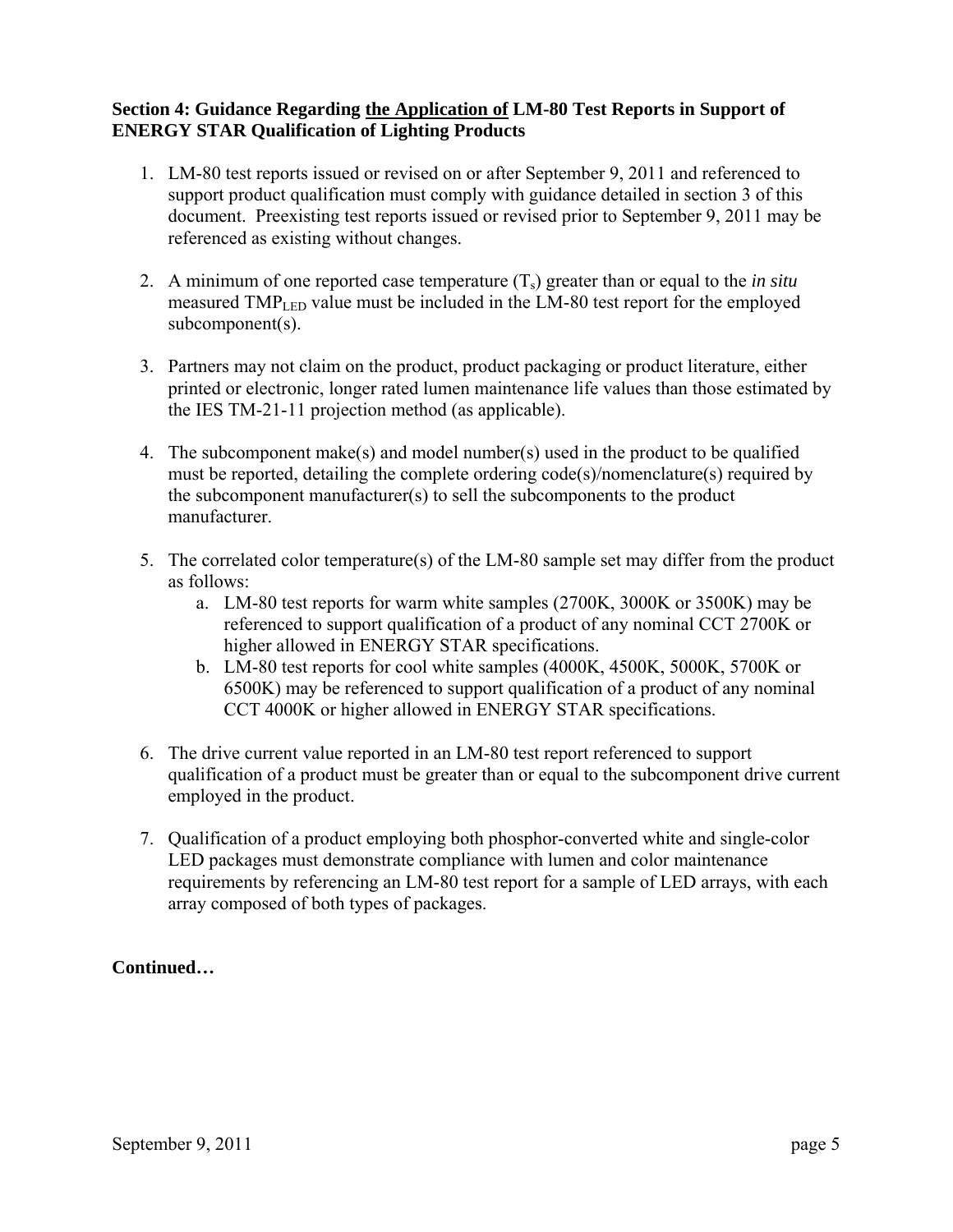**Section 4: Guidance Regarding the Application of LM-80 Test Reports in Support of ENERGY STAR Qualification of Lighting Products**

1. LM-80 test reports issued or revised on or after September 9, 2011 and referenced to support product qualification must comply with guidance detailed in section 3 of this document. Preexisting test reports issued or revised prior to September 9, 2011 may be referenced as existing without changes.

2. A minimum of one reported case temperature ($T_s$) greater than or equal to the *in situ* measured $TMP_{LED}$ value must be included in the LM-80 test report for the employed subcomponent(s).

3. Partners may not claim on the product, product packaging or product literature, either printed or electronic, longer rated lumen maintenance life values than those estimated by the IES TM-21-11 projection method (as applicable).

4. The subcomponent make(s) and model number(s) used in the product to be qualified must be reported, detailing the complete ordering code(s)/nomenclature(s) required by the subcomponent manufacturer(s) to sell the subcomponents to the product manufacturer.

5. The correlated color temperature(s) of the LM-80 sample set may differ from the product as follows:
   a. LM-80 test reports for warm white samples (2700K, 3000K or 3500K) may be referenced to support qualification of a product of any nominal CCT 2700K or higher allowed in ENERGY STAR specifications.
   b. LM-80 test reports for cool white samples (4000K, 4500K, 5000K, 5700K or 6500K) may be referenced to support qualification of a product of any nominal CCT 4000K or higher allowed in ENERGY STAR specifications.

6. The drive current value reported in an LM-80 test report referenced to support qualification of a product must be greater than or equal to the subcomponent drive current employed in the product.

7. Qualification of a product employing both phosphor-converted white and single-color LED packages must demonstrate compliance with lumen and color maintenance requirements by referencing an LM-80 test report for a sample of LED arrays, with each array composed of both types of packages.

**Continued…**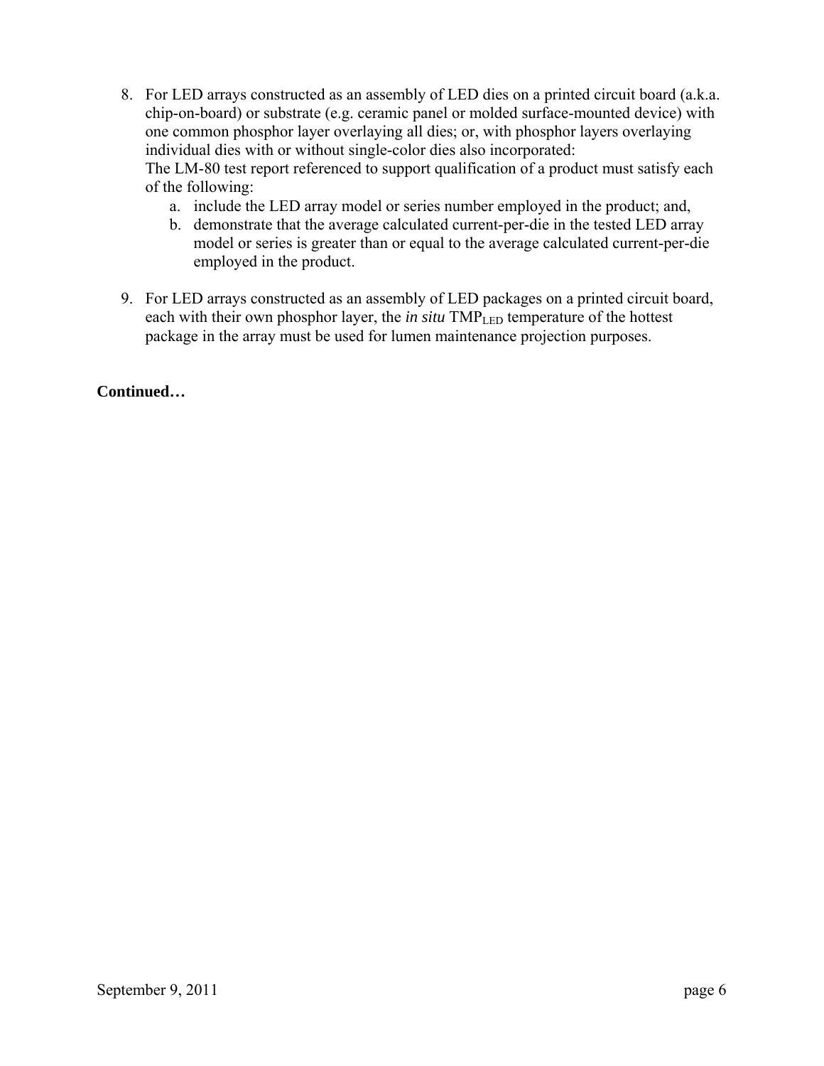8. For LED arrays constructed as an assembly of LED dies on a printed circuit board (a.k.a. chip-on-board) or substrate (e.g. ceramic panel or molded surface-mounted device) with one common phosphor layer overlaying all dies; or, with phosphor layers overlaying individual dies with or without single-color dies also incorporated:
   The LM-80 test report referenced to support qualification of a product must satisfy each of the following:
   a. include the LED array model or series number employed in the product; and,
   b. demonstrate that the average calculated current-per-die in the tested LED array model or series is greater than or equal to the average calculated current-per-die employed in the product.

9. For LED arrays constructed as an assembly of LED packages on a printed circuit board, each with their own phosphor layer, the *in situ* $TMP_{LED}$ temperature of the hottest package in the array must be used for lumen maintenance projection purposes.

**Continued…**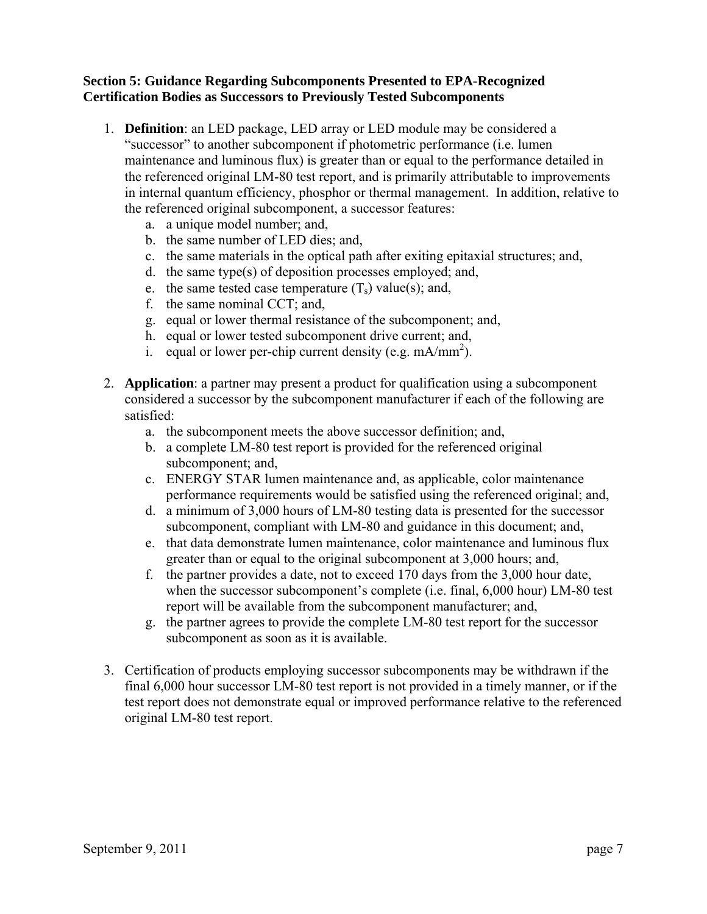**Section 5: Guidance Regarding Subcomponents Presented to EPA-Recognized Certification Bodies as Successors to Previously Tested Subcomponents**

1. **Definition**: an LED package, LED array or LED module may be considered a "successor" to another subcomponent if photometric performance (i.e. lumen maintenance and luminous flux) is greater than or equal to the performance detailed in the referenced original LM-80 test report, and is primarily attributable to improvements in internal quantum efficiency, phosphor or thermal management. In addition, relative to the referenced original subcomponent, a successor features:
   a. a unique model number; and,
   b. the same number of LED dies; and,
   c. the same materials in the optical path after exiting epitaxial structures; and,
   d. the same type(s) of deposition processes employed; and,
   e. the same tested case temperature ($T_s$) value(s); and,
   f. the same nominal CCT; and,
   g. equal or lower thermal resistance of the subcomponent; and,
   h. equal or lower tested subcomponent drive current; and,
   i. equal or lower per-chip current density (e.g. $mA/mm^2$).

2. **Application**: a partner may present a product for qualification using a subcomponent considered a successor by the subcomponent manufacturer if each of the following are satisfied:
   a. the subcomponent meets the above successor definition; and,
   b. a complete LM-80 test report is provided for the referenced original subcomponent; and,
   c. ENERGY STAR lumen maintenance and, as applicable, color maintenance performance requirements would be satisfied using the referenced original; and,
   d. a minimum of 3,000 hours of LM-80 testing data is presented for the successor subcomponent, compliant with LM-80 and guidance in this document; and,
   e. that data demonstrate lumen maintenance, color maintenance and luminous flux greater than or equal to the original subcomponent at 3,000 hours; and,
   f. the partner provides a date, not to exceed 170 days from the 3,000 hour date, when the successor subcomponent's complete (i.e. final, 6,000 hour) LM-80 test report will be available from the subcomponent manufacturer; and,
   g. the partner agrees to provide the complete LM-80 test report for the successor subcomponent as soon as it is available.

3. Certification of products employing successor subcomponents may be withdrawn if the final 6,000 hour successor LM-80 test report is not provided in a timely manner, or if the test report does not demonstrate equal or improved performance relative to the referenced original LM-80 test report.